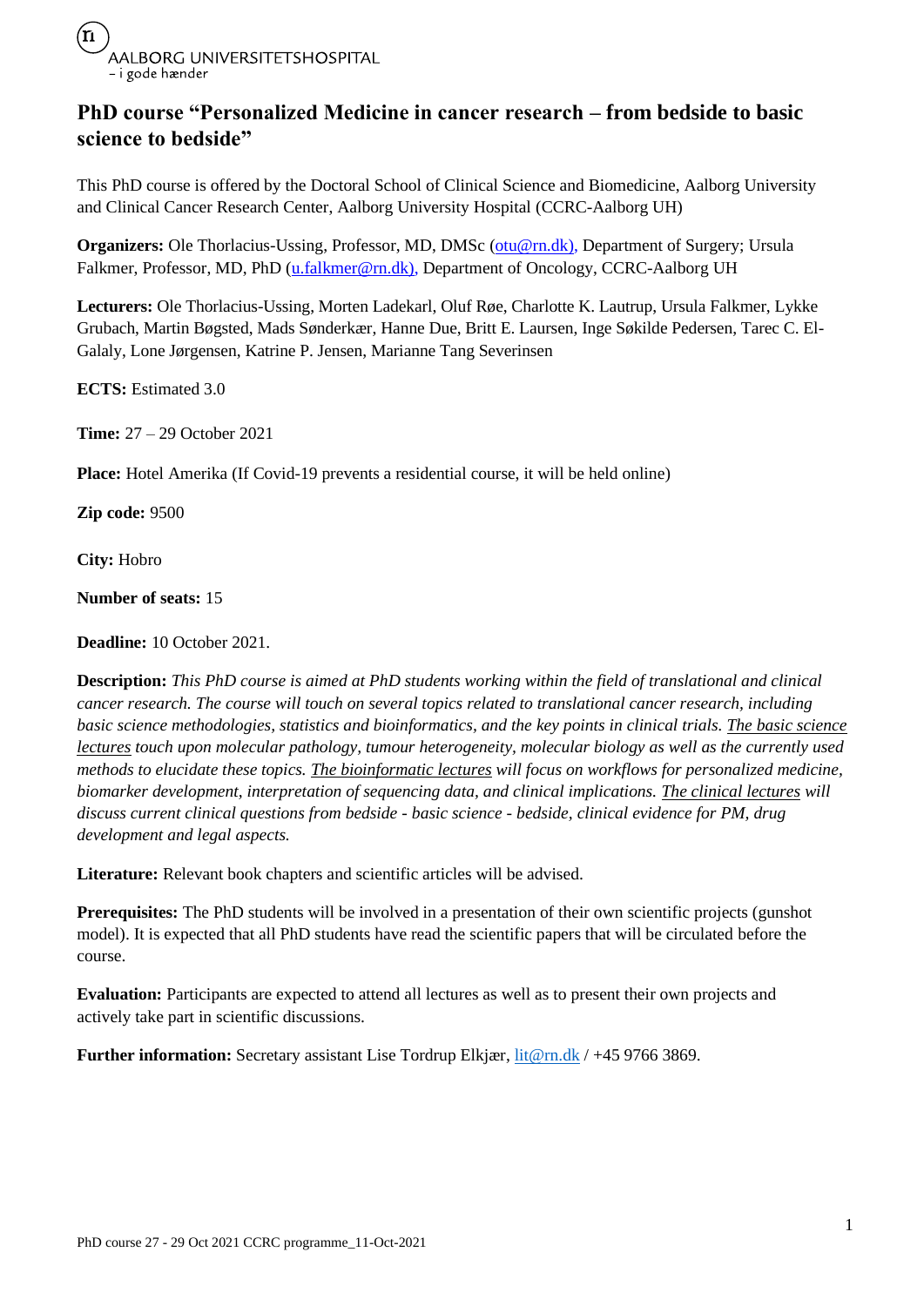AALBORG UNIVERSITETSHOSPITAL
– i gode hænder

# PhD course "Personalized Medicine in cancer research – from bedside to basic science to bedside"

This PhD course is offered by the Doctoral School of Clinical Science and Biomedicine, Aalborg University and Clinical Cancer Research Center, Aalborg University Hospital (CCRC-Aalborg UH)

**Organizers:** Ole Thorlacius-Ussing, Professor, MD, DMSc (otu@rn.dk), Department of Surgery; Ursula Falkmer, Professor, MD, PhD (u.falkmer@rn.dk), Department of Oncology, CCRC-Aalborg UH

**Lecturers:** Ole Thorlacius-Ussing, Morten Ladekarl, Oluf Røe, Charlotte K. Lautrup, Ursula Falkmer, Lykke Grubach, Martin Bøgsted, Mads Sønderkær, Hanne Due, Britt E. Laursen, Inge Søkilde Pedersen, Tarec C. El-Galaly, Lone Jørgensen, Katrine P. Jensen, Marianne Tang Severinsen

**ECTS:** Estimated 3.0

**Time:** 27 – 29 October 2021

**Place:** Hotel Amerika (If Covid-19 prevents a residential course, it will be held online)

**Zip code:** 9500

**City:** Hobro

**Number of seats:** 15

**Deadline:** 10 October 2021.

**Description:** *This PhD course is aimed at PhD students working within the field of translational and clinical cancer research. The course will touch on several topics related to translational cancer research, including basic science methodologies, statistics and bioinformatics, and the key points in clinical trials. The basic science lectures touch upon molecular pathology, tumour heterogeneity, molecular biology as well as the currently used methods to elucidate these topics. The bioinformatic lectures will focus on workflows for personalized medicine, biomarker development, interpretation of sequencing data, and clinical implications. The clinical lectures will discuss current clinical questions from bedside - basic science - bedside, clinical evidence for PM, drug development and legal aspects.*

**Literature:** Relevant book chapters and scientific articles will be advised.

**Prerequisites:** The PhD students will be involved in a presentation of their own scientific projects (gunshot model). It is expected that all PhD students have read the scientific papers that will be circulated before the course.

**Evaluation:** Participants are expected to attend all lectures as well as to present their own projects and actively take part in scientific discussions.

**Further information:** Secretary assistant Lise Tordrup Elkjær, lit@rn.dk / +45 9766 3869.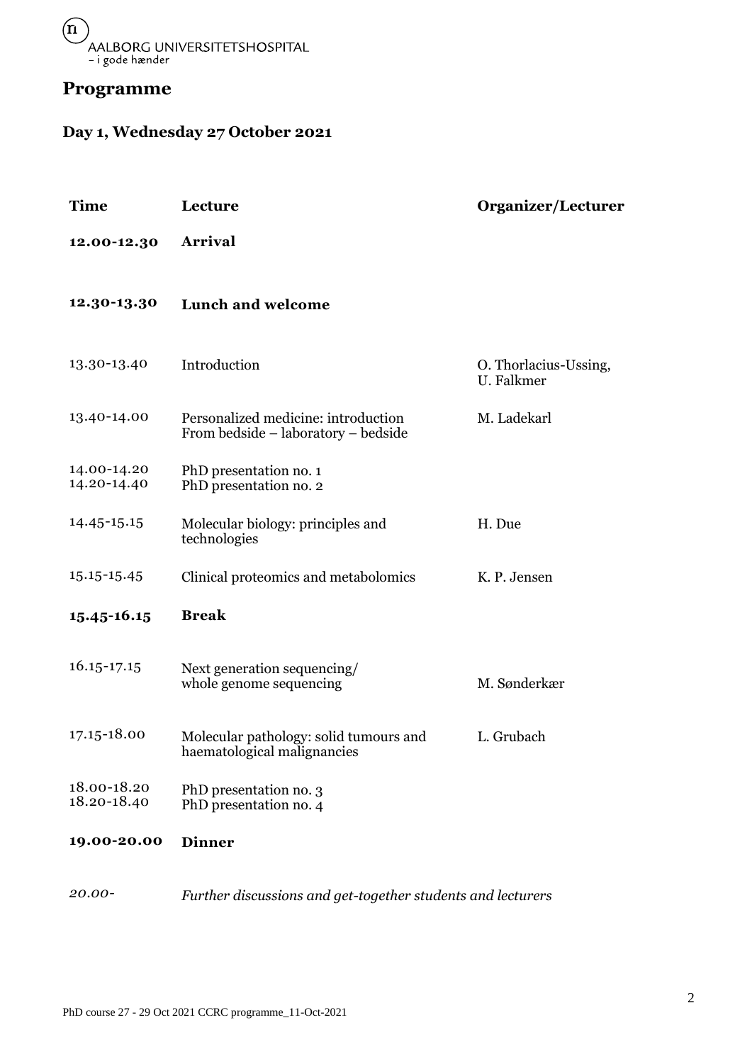# Programme

## Day 1, Wednesday 27 October 2021

| Time | Lecture | Organizer/Lecturer |
| --- | --- | --- |
| **12.00-12.30** | **Arrival** | |
| **12.30-13.30** | **Lunch and welcome** | |
| 13.30-13.40 | Introduction | O. Thorlacius-Ussing, U. Falkmer |
| 13.40-14.00 | Personalized medicine: introduction From bedside – laboratory – bedside | M. Ladekarl |
| 14.00-14.20 | PhD presentation no. 1 | |
| 14.20-14.40 | PhD presentation no. 2 | |
| 14.45-15.15 | Molecular biology: principles and technologies | H. Due |
| 15.15-15.45 | Clinical proteomics and metabolomics | K. P. Jensen |
| **15.45-16.15** | **Break** | |
| 16.15-17.15 | Next generation sequencing/ whole genome sequencing | M. Sønderkær |
| 17.15-18.00 | Molecular pathology: solid tumours and haematological malignancies | L. Grubach |
| 18.00-18.20 | PhD presentation no. 3 | |
| 18.20-18.40 | PhD presentation no. 4 | |
| **19.00-20.00** | **Dinner** | |
| *20.00-* | *Further discussions and get-together students and lecturers* | |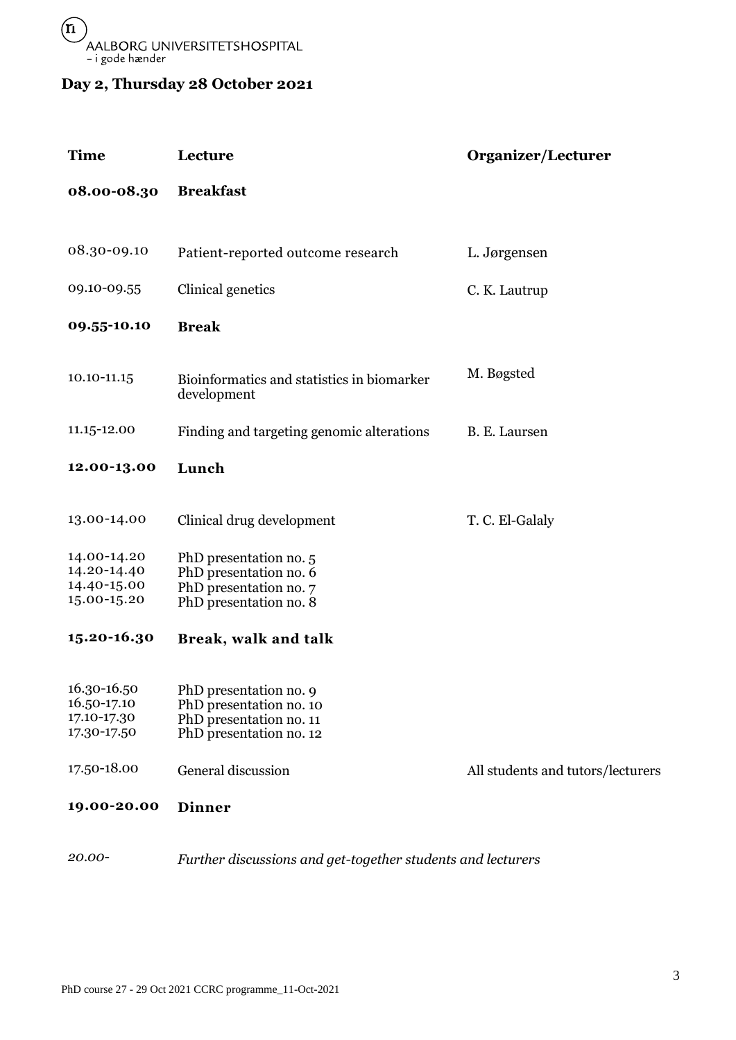AALBORG UNIVERSITETSHOSPITAL
– i gode hænder

## Day 2, Thursday 28 October 2021

| Time | Lecture | Organizer/Lecturer |
|---|---|---|
| **08.00-08.30** | **Breakfast** | |
| 08.30-09.10 | Patient-reported outcome research | L. Jørgensen |
| 09.10-09.55 | Clinical genetics | C. K. Lautrup |
| **09.55-10.10** | **Break** | |
| 10.10-11.15 | Bioinformatics and statistics in biomarker development | M. Bøgsted |
| 11.15-12.00 | Finding and targeting genomic alterations | B. E. Laursen |
| **12.00-13.00** | **Lunch** | |
| 13.00-14.00 | Clinical drug development | T. C. El-Galaly |
| 14.00-14.20 | PhD presentation no. 5 | |
| 14.20-14.40 | PhD presentation no. 6 | |
| 14.40-15.00 | PhD presentation no. 7 | |
| 15.00-15.20 | PhD presentation no. 8 | |
| **15.20-16.30** | **Break, walk and talk** | |
| 16.30-16.50 | PhD presentation no. 9 | |
| 16.50-17.10 | PhD presentation no. 10 | |
| 17.10-17.30 | PhD presentation no. 11 | |
| 17.30-17.50 | PhD presentation no. 12 | |
| 17.50-18.00 | General discussion | All students and tutors/lecturers |
| **19.00-20.00** | **Dinner** | |
| *20.00-* | *Further discussions and get-together students and lecturers* | |

PhD course 27 - 29 Oct 2021 CCRC programme_11-Oct-2021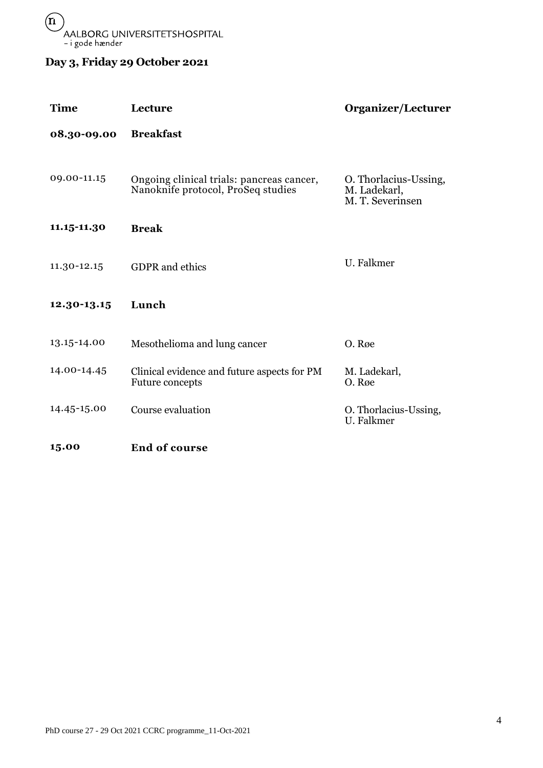AALBORG UNIVERSITETSHOSPITAL
– i gode hænder

## Day 3, Friday 29 October 2021

| Time | Lecture | Organizer/Lecturer |
|---|---|---|
| **08.30-09.00** | **Breakfast** | |
| 09.00-11.15 | Ongoing clinical trials: pancreas cancer, Nanoknife protocol, ProSeq studies | O. Thorlacius-Ussing, M. Ladekarl, M. T. Severinsen |
| **11.15-11.30** | **Break** | |
| 11.30-12.15 | GDPR and ethics | U. Falkmer |
| **12.30-13.15** | **Lunch** | |
| 13.15-14.00 | Mesothelioma and lung cancer | O. Røe |
| 14.00-14.45 | Clinical evidence and future aspects for PM Future concepts | M. Ladekarl, O. Røe |
| 14.45-15.00 | Course evaluation | O. Thorlacius-Ussing, U. Falkmer |
| **15.00** | **End of course** | |

PhD course 27 - 29 Oct 2021 CCRC programme_11-Oct-2021